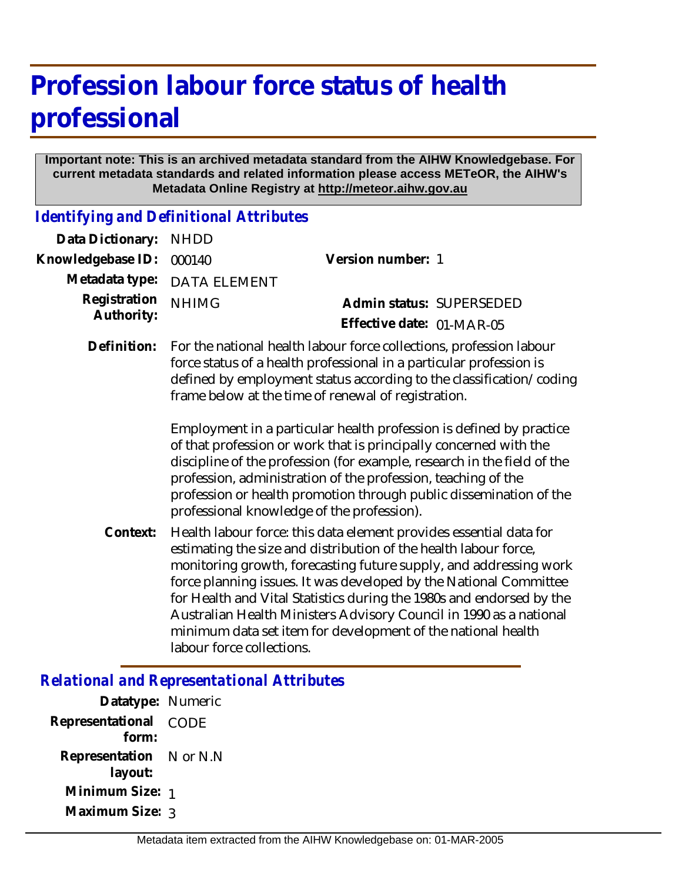# Profession labour force status of health professional

**Important note: This is an archived metadata standard from the AIHW Knowledgebase. For current metadata standards and related information please access METeOR, the AIHW's Metadata Online Registry at http://meteor.aihw.gov.au**

## *Identifying and Definitional Attributes*

**Data Dictionary:** NHDD

**Knowledgebase ID:** 000140

**Version number:** 1

**Metadata type:** DATA ELEMENT

**Registration Authority:** NHIMG

**Admin status:** SUPERSEDED

**Effective date:** 01-MAR-05

**Definition:** For the national health labour force collections, profession labour force status of a health professional in a particular profession is defined by employment status according to the classification/coding frame below at the time of renewal of registration.

Employment in a particular health profession is defined by practice of that profession or work that is principally concerned with the discipline of the profession (for example, research in the field of the profession, administration of the profession, teaching of the profession or health promotion through public dissemination of the professional knowledge of the profession).

**Context:** Health labour force: this data element provides essential data for estimating the size and distribution of the health labour force, monitoring growth, forecasting future supply, and addressing work force planning issues. It was developed by the National Committee for Health and Vital Statistics during the 1980s and endorsed by the Australian Health Ministers Advisory Council in 1990 as a national minimum data set item for development of the national health labour force collections.

## *Relational and Representational Attributes*

**Datatype:** Numeric

**Representational form:** CODE

**Representation layout:** N or N.N

**Minimum Size:** 1

**Maximum Size:** 3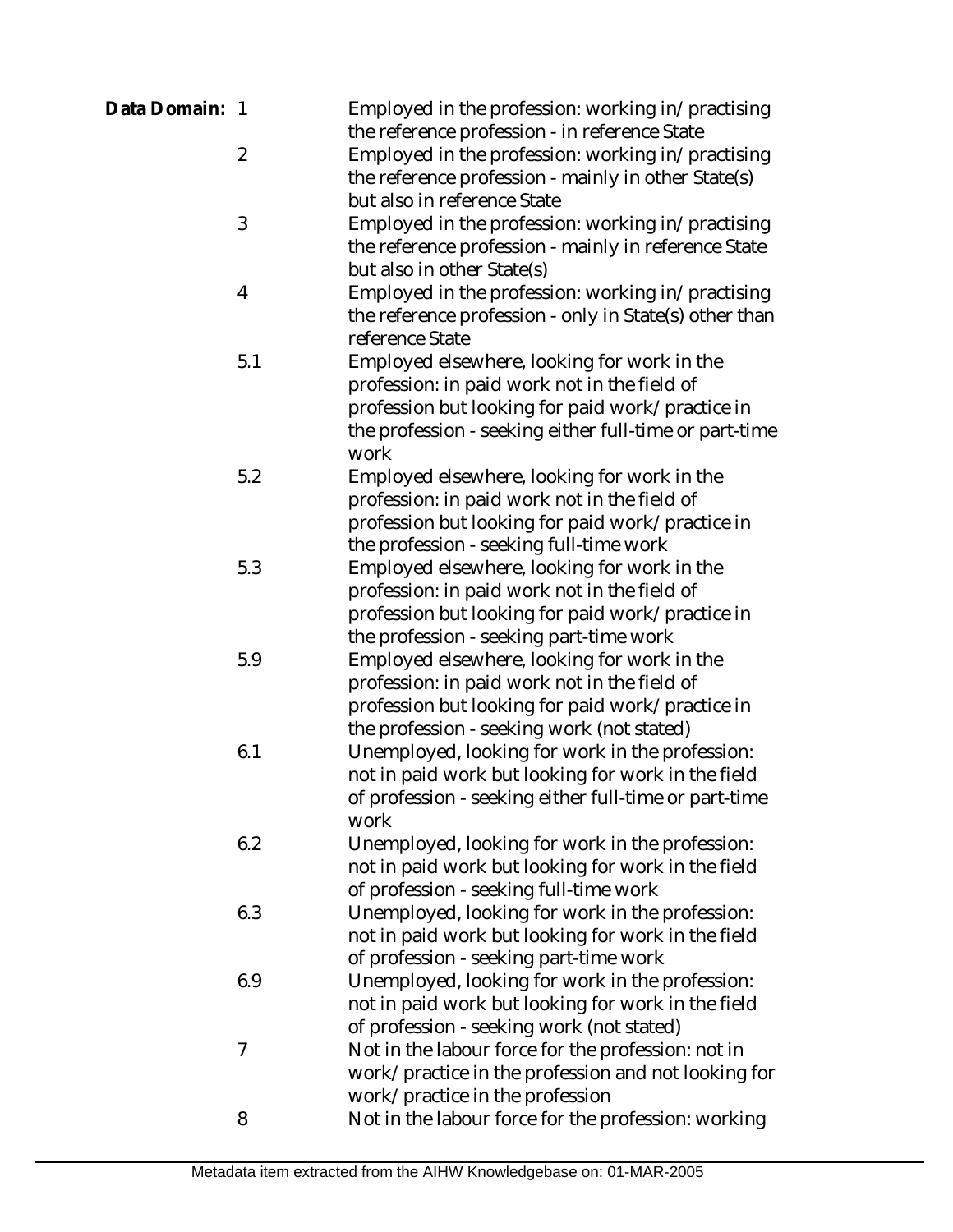**Data Domain:**

| Code | Description |
| --- | --- |
| 1 | Employed in the profession: working in/practising the reference profession - in reference State |
| 2 | Employed in the profession: working in/practising the reference profession - mainly in other State(s) but also in reference State |
| 3 | Employed in the profession: working in/practising the reference profession - mainly in reference State but also in other State(s) |
| 4 | Employed in the profession: working in/practising the reference profession - only in State(s) other than reference State |
| 5.1 | Employed elsewhere, looking for work in the profession: in paid work not in the field of profession but looking for paid work/practice in the profession - seeking either full-time or part-time work |
| 5.2 | Employed elsewhere, looking for work in the profession: in paid work not in the field of profession but looking for paid work/practice in the profession - seeking full-time work |
| 5.3 | Employed elsewhere, looking for work in the profession: in paid work not in the field of profession but looking for paid work/practice in the profession - seeking part-time work |
| 5.9 | Employed elsewhere, looking for work in the profession: in paid work not in the field of profession but looking for paid work/practice in the profession - seeking work (not stated) |
| 6.1 | Unemployed, looking for work in the profession: not in paid work but looking for work in the field of profession - seeking either full-time or part-time work |
| 6.2 | Unemployed, looking for work in the profession: not in paid work but looking for work in the field of profession - seeking full-time work |
| 6.3 | Unemployed, looking for work in the profession: not in paid work but looking for work in the field of profession - seeking part-time work |
| 6.9 | Unemployed, looking for work in the profession: not in paid work but looking for work in the field of profession - seeking work (not stated) |
| 7 | Not in the labour force for the profession: not in work/practice in the profession and not looking for work/practice in the profession |
| 8 | Not in the labour force for the profession: working |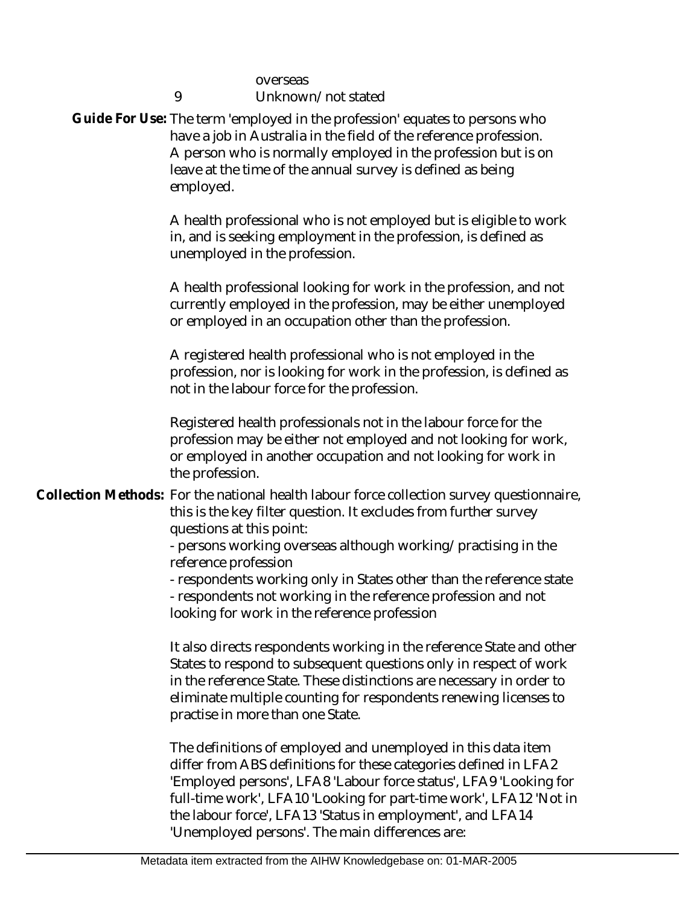overseas

9 Unknown/not stated

**Guide For Use:** The term 'employed in the profession' equates to persons who have a job in Australia in the field of the reference profession. A person who is normally employed in the profession but is on leave at the time of the annual survey is defined as being employed.

A health professional who is not employed but is eligible to work in, and is seeking employment in the profession, is defined as unemployed in the profession.

A health professional looking for work in the profession, and not currently employed in the profession, may be either unemployed or employed in an occupation other than the profession.

A registered health professional who is not employed in the profession, nor is looking for work in the profession, is defined as not in the labour force for the profession.

Registered health professionals not in the labour force for the profession may be either not employed and not looking for work, or employed in another occupation and not looking for work in the profession.

**Collection Methods:** For the national health labour force collection survey questionnaire, this is the key filter question. It excludes from further survey questions at this point:

- persons working overseas although working/practising in the reference profession
- respondents working only in States other than the reference state
- respondents not working in the reference profession and not looking for work in the reference profession

It also directs respondents working in the reference State and other States to respond to subsequent questions only in respect of work in the reference State. These distinctions are necessary in order to eliminate multiple counting for respondents renewing licenses to practise in more than one State.

The definitions of employed and unemployed in this data item differ from ABS definitions for these categories defined in LFA2 'Employed persons', LFA8 'Labour force status', LFA9 'Looking for full-time work', LFA10 'Looking for part-time work', LFA12 'Not in the labour force', LFA13 'Status in employment', and LFA14 'Unemployed persons'. The main differences are: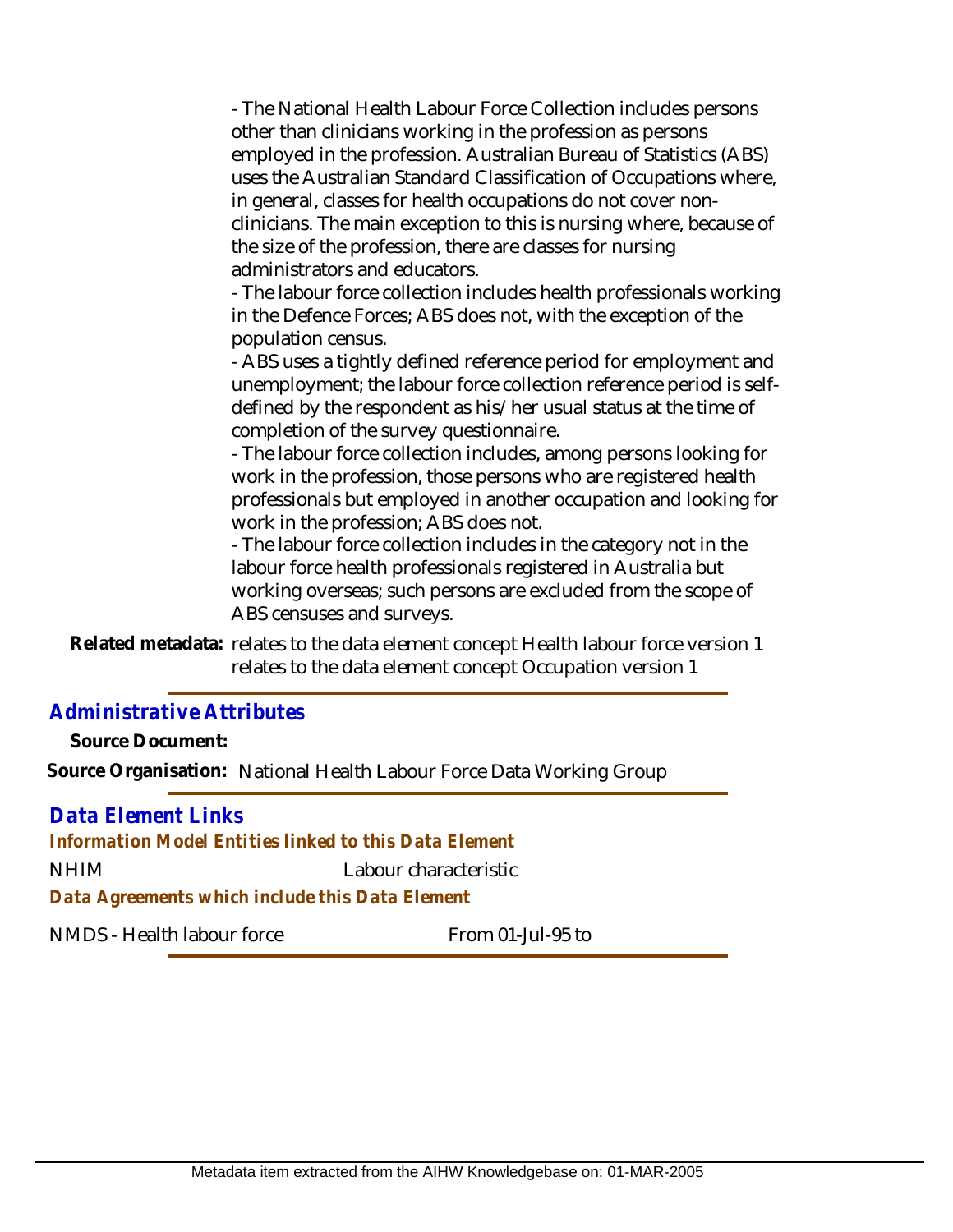- The National Health Labour Force Collection includes persons other than clinicians working in the profession as persons employed in the profession. Australian Bureau of Statistics (ABS) uses the Australian Standard Classification of Occupations where, in general, classes for health occupations do not cover non-clinicians. The main exception to this is nursing where, because of the size of the profession, there are classes for nursing administrators and educators.
- The labour force collection includes health professionals working in the Defence Forces; ABS does not, with the exception of the population census.
- ABS uses a tightly defined reference period for employment and unemployment; the labour force collection reference period is self-defined by the respondent as his/her usual status at the time of completion of the survey questionnaire.
- The labour force collection includes, among persons looking for work in the profession, those persons who are registered health professionals but employed in another occupation and looking for work in the profession; ABS does not.
- The labour force collection includes in the category not in the labour force health professionals registered in Australia but working overseas; such persons are excluded from the scope of ABS censuses and surveys.

**Related metadata:** relates to the data element concept Health labour force version 1
relates to the data element concept Occupation version 1

## Administrative Attributes

**Source Document:**

**Source Organisation:** National Health Labour Force Data Working Group

## Data Element Links

### Information Model Entities linked to this Data Element

| | |
|---|---|
| NHIM | Labour characteristic |

### Data Agreements which include this Data Element

| | |
|---|---|
| NMDS - Health labour force | From 01-Jul-95 to |